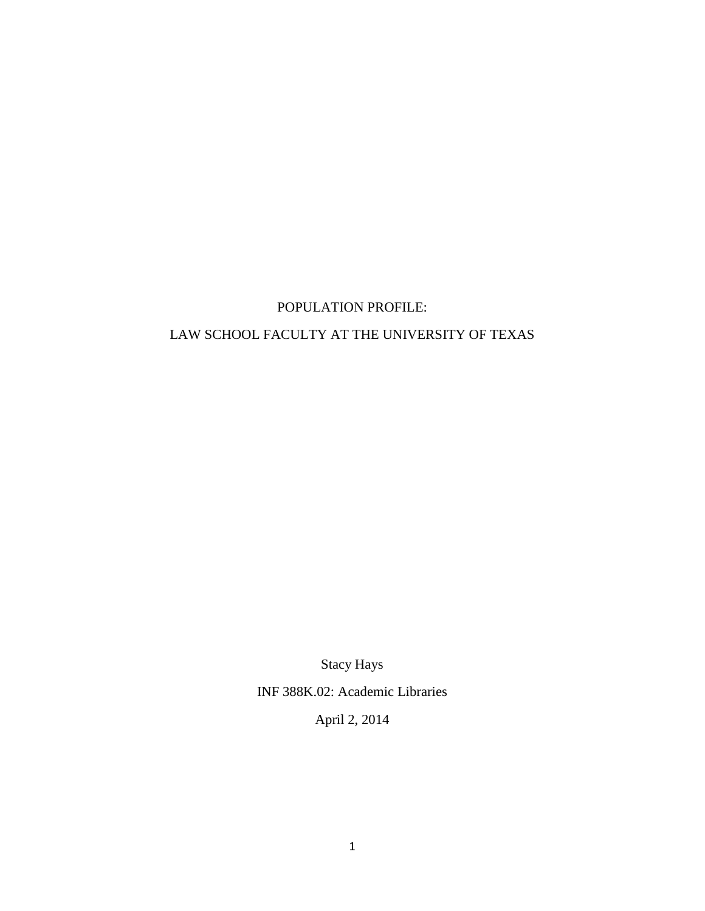# POPULATION PROFILE:

# LAW SCHOOL FACULTY AT THE UNIVERSITY OF TEXAS

Stacy Hays

INF 388K.02: Academic Libraries

April 2, 2014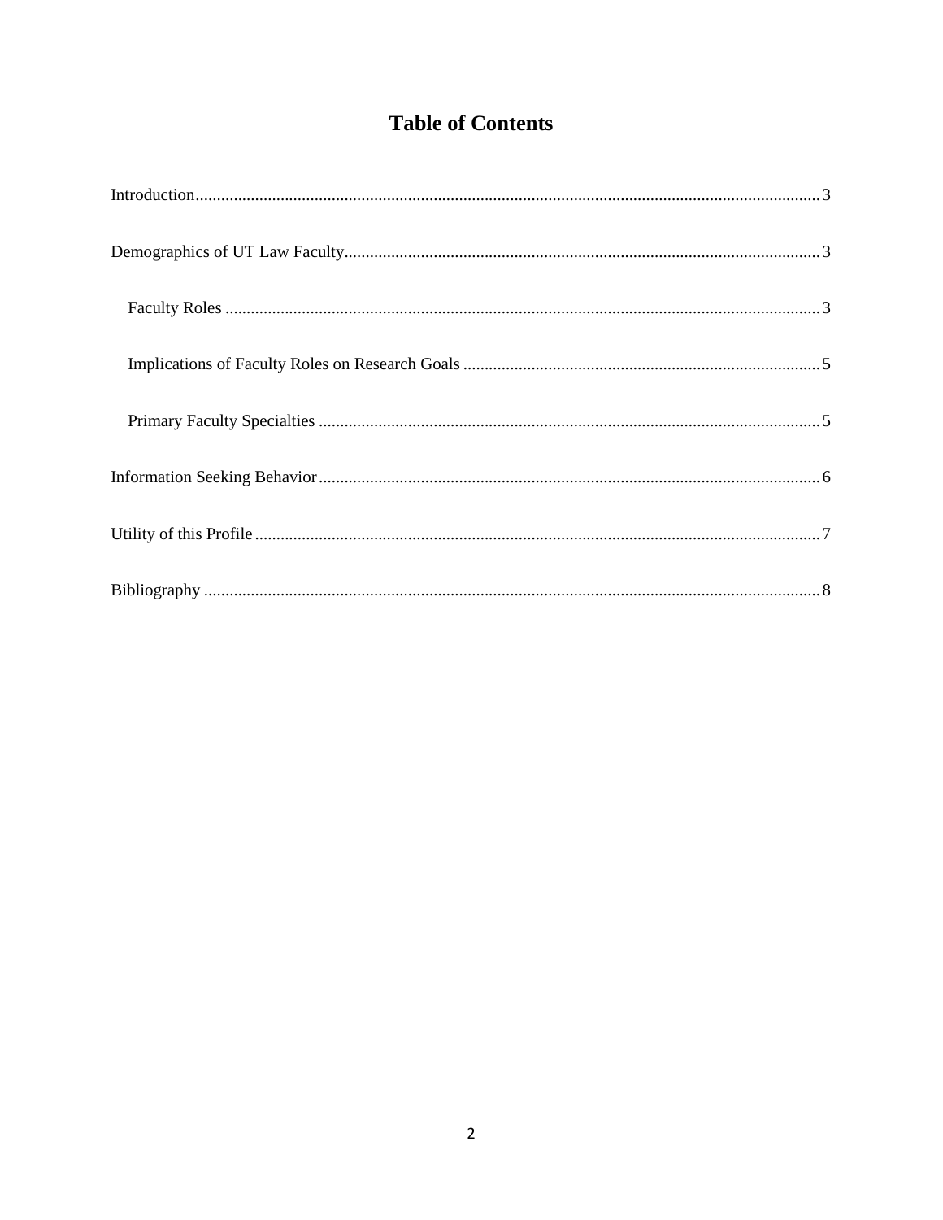# Table of Contents

Introduction .......... 3

Demographics of UT Law Faculty .......... 3

- Faculty Roles .......... 3
- Implications of Faculty Roles on Research Goals .......... 5
- Primary Faculty Specialties .......... 5

Information Seeking Behavior .......... 6

Utility of this Profile .......... 7

Bibliography .......... 8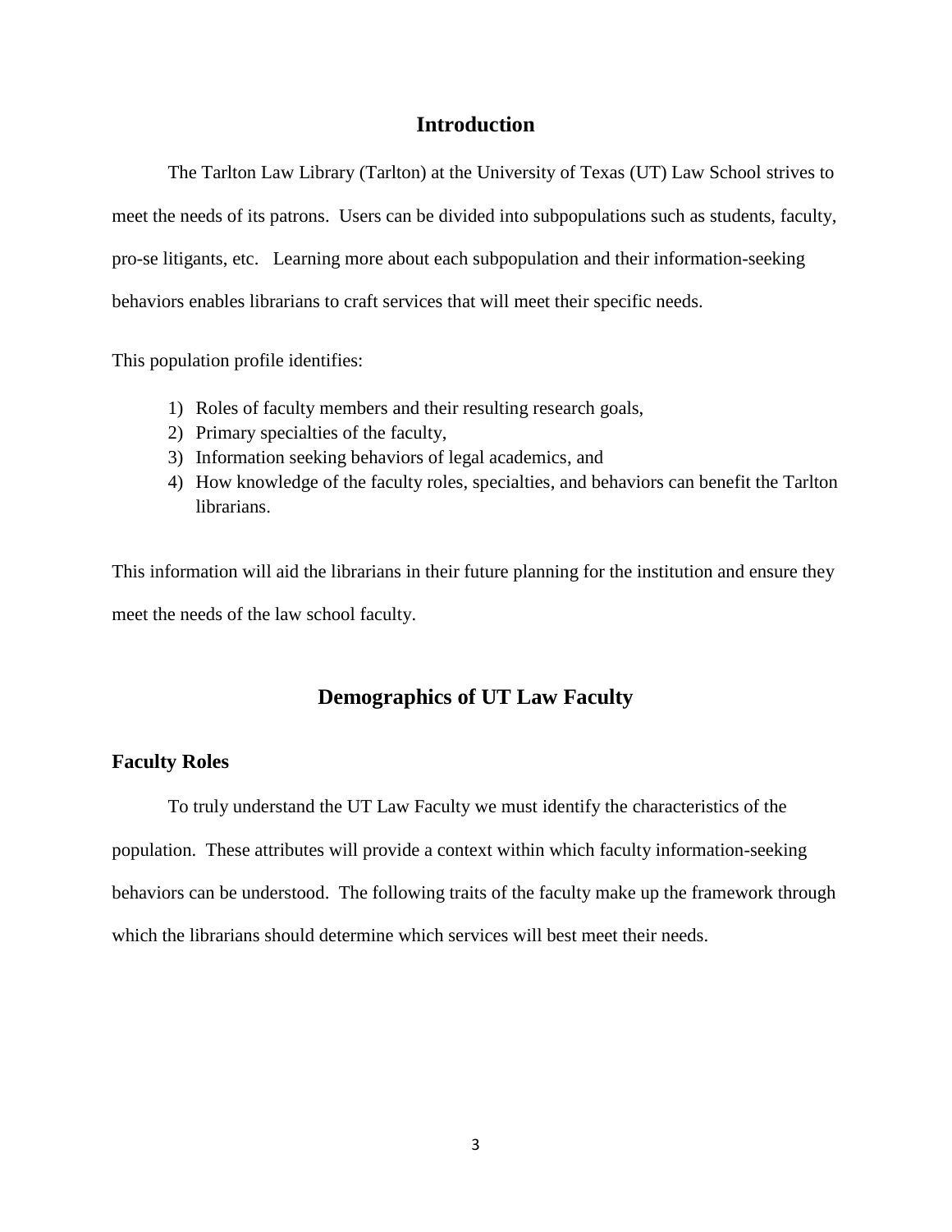# Introduction

The Tarlton Law Library (Tarlton) at the University of Texas (UT) Law School strives to meet the needs of its patrons. Users can be divided into subpopulations such as students, faculty, pro-se litigants, etc. Learning more about each subpopulation and their information-seeking behaviors enables librarians to craft services that will meet their specific needs.

This population profile identifies:

1) Roles of faculty members and their resulting research goals,
2) Primary specialties of the faculty,
3) Information seeking behaviors of legal academics, and
4) How knowledge of the faculty roles, specialties, and behaviors can benefit the Tarlton librarians.

This information will aid the librarians in their future planning for the institution and ensure they meet the needs of the law school faculty.

# Demographics of UT Law Faculty

## Faculty Roles

To truly understand the UT Law Faculty we must identify the characteristics of the population. These attributes will provide a context within which faculty information-seeking behaviors can be understood. The following traits of the faculty make up the framework through which the librarians should determine which services will best meet their needs.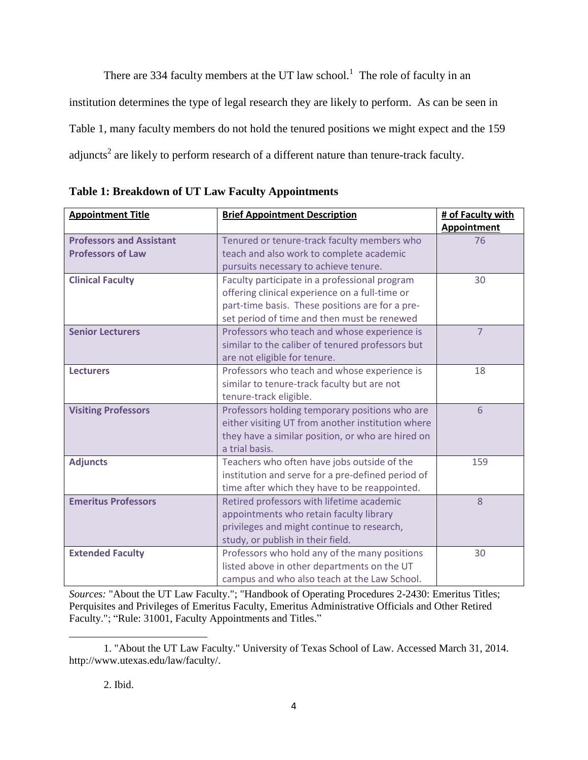There are 334 faculty members at the UT law school.[1] The role of faculty in an institution determines the type of legal research they are likely to perform. As can be seen in Table 1, many faculty members do not hold the tenured positions we might expect and the 159 adjuncts[2] are likely to perform research of a different nature than tenure-track faculty.

**Table 1: Breakdown of UT Law Faculty Appointments**

| Appointment Title | Brief Appointment Description | # of Faculty with Appointment |
|---|---|---|
| **Professors and Assistant Professors of Law** | Tenured or tenure-track faculty members who teach and also work to complete academic pursuits necessary to achieve tenure. | 76 |
| **Clinical Faculty** | Faculty participate in a professional program offering clinical experience on a full-time or part-time basis. These positions are for a pre-set period of time and then must be renewed | 30 |
| **Senior Lecturers** | Professors who teach and whose experience is similar to the caliber of tenured professors but are not eligible for tenure. | 7 |
| **Lecturers** | Professors who teach and whose experience is similar to tenure-track faculty but are not tenure-track eligible. | 18 |
| **Visiting Professors** | Professors holding temporary positions who are either visiting UT from another institution where they have a similar position, or who are hired on a trial basis. | 6 |
| **Adjuncts** | Teachers who often have jobs outside of the institution and serve for a pre-defined period of time after which they have to be reappointed. | 159 |
| **Emeritus Professors** | Retired professors with lifetime academic appointments who retain faculty library privileges and might continue to research, study, or publish in their field. | 8 |
| **Extended Faculty** | Professors who hold any of the many positions listed above in other departments on the UT campus and who also teach at the Law School. | 30 |

*Sources:* "About the UT Law Faculty."; "Handbook of Operating Procedures 2-2430: Emeritus Titles; Perquisites and Privileges of Emeritus Faculty, Emeritus Administrative Officials and Other Retired Faculty."; "Rule: 31001, Faculty Appointments and Titles."

---

1. "About the UT Law Faculty." University of Texas School of Law. Accessed March 31, 2014. http://www.utexas.edu/law/faculty/.

2. Ibid.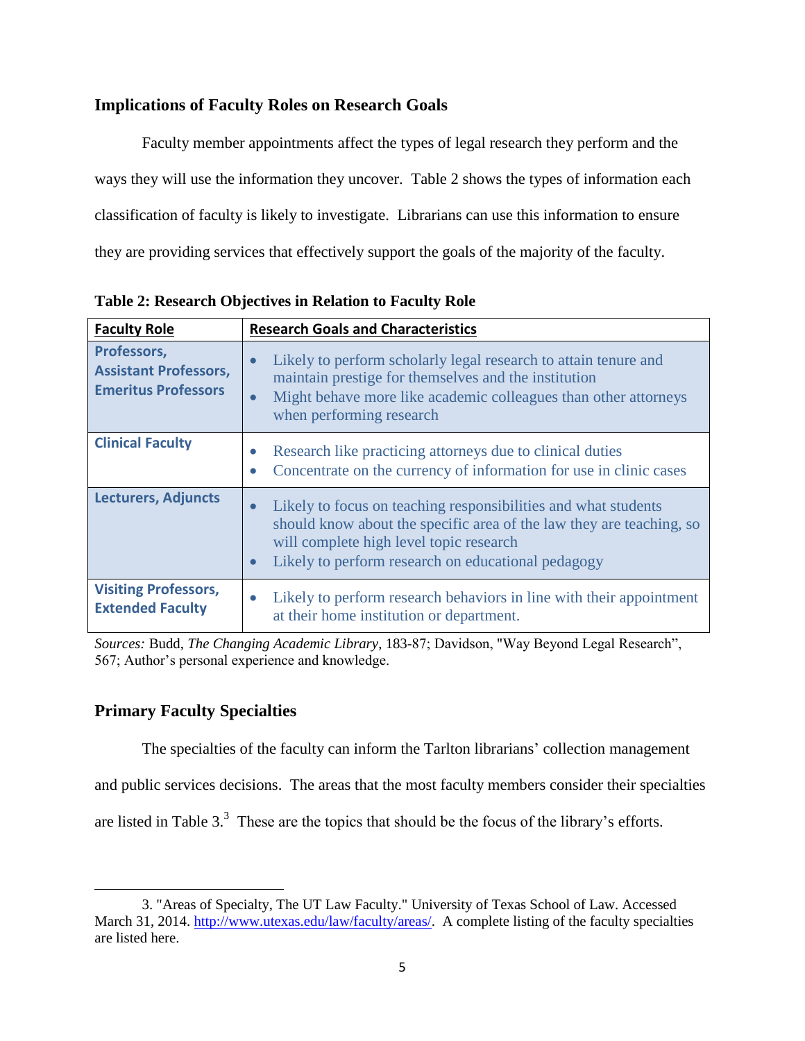## Implications of Faculty Roles on Research Goals

Faculty member appointments affect the types of legal research they perform and the ways they will use the information they uncover. Table 2 shows the types of information each classification of faculty is likely to investigate. Librarians can use this information to ensure they are providing services that effectively support the goals of the majority of the faculty.

**Table 2: Research Objectives in Relation to Faculty Role**

| Faculty Role | Research Goals and Characteristics |
|---|---|
| Professors, Assistant Professors, Emeritus Professors | • Likely to perform scholarly legal research to attain tenure and maintain prestige for themselves and the institution<br>• Might behave more like academic colleagues than other attorneys when performing research |
| Clinical Faculty | • Research like practicing attorneys due to clinical duties<br>• Concentrate on the currency of information for use in clinic cases |
| Lecturers, Adjuncts | • Likely to focus on teaching responsibilities and what students should know about the specific area of the law they are teaching, so will complete high level topic research<br>• Likely to perform research on educational pedagogy |
| Visiting Professors, Extended Faculty | • Likely to perform research behaviors in line with their appointment at their home institution or department. |

*Sources:* Budd, *The Changing Academic Library*, 183-87; Davidson, "Way Beyond Legal Research", 567; Author's personal experience and knowledge.

## Primary Faculty Specialties

The specialties of the faculty can inform the Tarlton librarians' collection management and public services decisions. The areas that the most faculty members consider their specialties are listed in Table 3.[3] These are the topics that should be the focus of the library's efforts.

---

3. "Areas of Specialty, The UT Law Faculty." University of Texas School of Law. Accessed March 31, 2014. http://www.utexas.edu/law/faculty/areas/. A complete listing of the faculty specialties are listed here.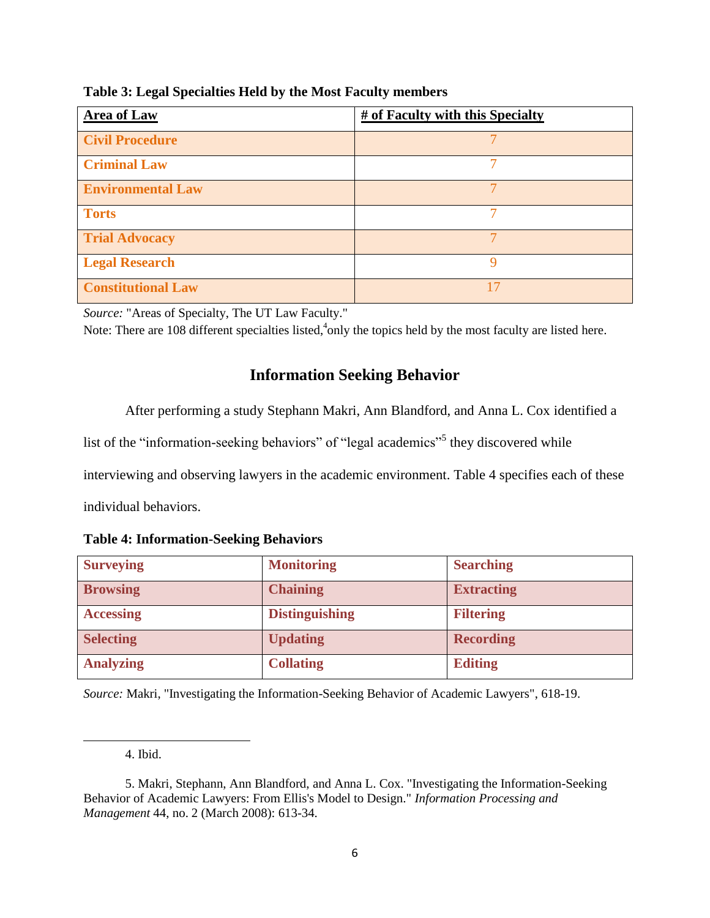**Table 3: Legal Specialties Held by the Most Faculty members**

| Area of Law | # of Faculty with this Specialty |
|---|---|
| **Civil Procedure** | 7 |
| **Criminal Law** | 7 |
| **Environmental Law** | 7 |
| **Torts** | 7 |
| **Trial Advocacy** | 7 |
| **Legal Research** | 9 |
| **Constitutional Law** | 17 |

*Source:* "Areas of Specialty, The UT Law Faculty."

Note: There are 108 different specialties listed,[4] only the topics held by the most faculty are listed here.

## Information Seeking Behavior

After performing a study Stephann Makri, Ann Blandford, and Anna L. Cox identified a list of the "information-seeking behaviors" of "legal academics"[5] they discovered while interviewing and observing lawyers in the academic environment. Table 4 specifies each of these individual behaviors.

**Table 4: Information-Seeking Behaviors**

| | | |
|---|---|---|
| **Surveying** | **Monitoring** | **Searching** |
| **Browsing** | **Chaining** | **Extracting** |
| **Accessing** | **Distinguishing** | **Filtering** |
| **Selecting** | **Updating** | **Recording** |
| **Analyzing** | **Collating** | **Editing** |

*Source:* Makri, "Investigating the Information-Seeking Behavior of Academic Lawyers", 618-19.

4. Ibid.

5. Makri, Stephann, Ann Blandford, and Anna L. Cox. "Investigating the Information-Seeking Behavior of Academic Lawyers: From Ellis's Model to Design." *Information Processing and Management* 44, no. 2 (March 2008): 613-34.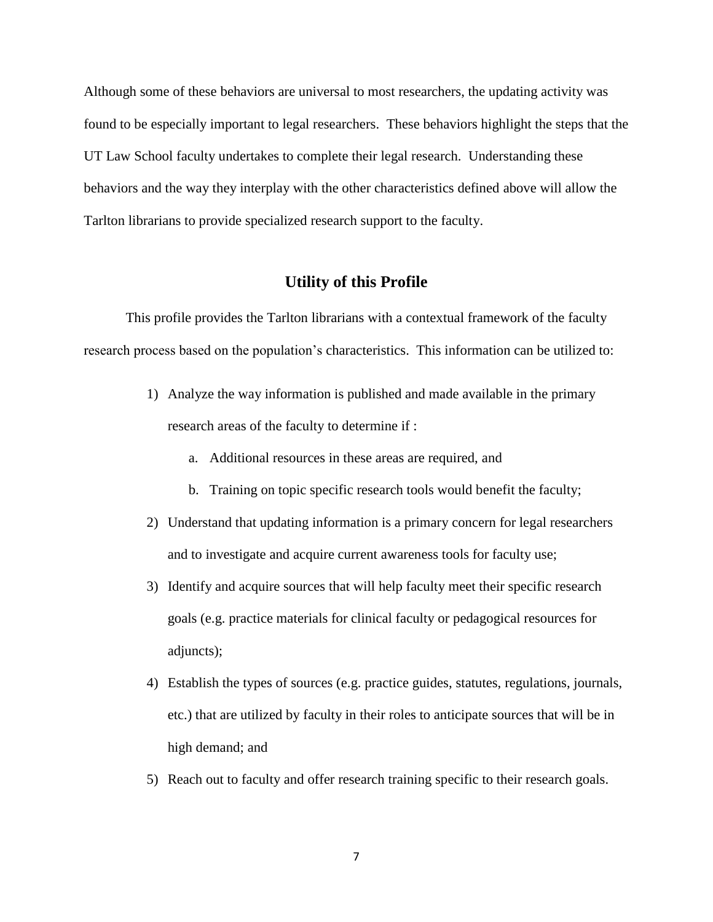Although some of these behaviors are universal to most researchers, the updating activity was found to be especially important to legal researchers. These behaviors highlight the steps that the UT Law School faculty undertakes to complete their legal research. Understanding these behaviors and the way they interplay with the other characteristics defined above will allow the Tarlton librarians to provide specialized research support to the faculty.

## Utility of this Profile

This profile provides the Tarlton librarians with a contextual framework of the faculty research process based on the population's characteristics. This information can be utilized to:

1) Analyze the way information is published and made available in the primary research areas of the faculty to determine if :
    a. Additional resources in these areas are required, and
    b. Training on topic specific research tools would benefit the faculty;
2) Understand that updating information is a primary concern for legal researchers and to investigate and acquire current awareness tools for faculty use;
3) Identify and acquire sources that will help faculty meet their specific research goals (e.g. practice materials for clinical faculty or pedagogical resources for adjuncts);
4) Establish the types of sources (e.g. practice guides, statutes, regulations, journals, etc.) that are utilized by faculty in their roles to anticipate sources that will be in high demand; and
5) Reach out to faculty and offer research training specific to their research goals.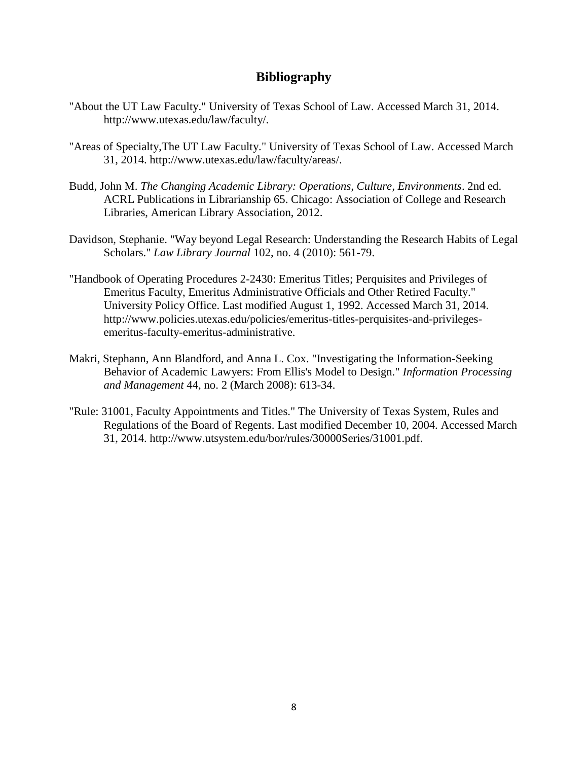## Bibliography

"About the UT Law Faculty." University of Texas School of Law. Accessed March 31, 2014. http://www.utexas.edu/law/faculty/.

"Areas of Specialty,The UT Law Faculty." University of Texas School of Law. Accessed March 31, 2014. http://www.utexas.edu/law/faculty/areas/.

Budd, John M. *The Changing Academic Library: Operations, Culture, Environments*. 2nd ed. ACRL Publications in Librarianship 65. Chicago: Association of College and Research Libraries, American Library Association, 2012.

Davidson, Stephanie. "Way beyond Legal Research: Understanding the Research Habits of Legal Scholars." *Law Library Journal* 102, no. 4 (2010): 561-79.

"Handbook of Operating Procedures 2-2430: Emeritus Titles; Perquisites and Privileges of Emeritus Faculty, Emeritus Administrative Officials and Other Retired Faculty." University Policy Office. Last modified August 1, 1992. Accessed March 31, 2014. http://www.policies.utexas.edu/policies/emeritus-titles-perquisites-and-privileges-emeritus-faculty-emeritus-administrative.

Makri, Stephann, Ann Blandford, and Anna L. Cox. "Investigating the Information-Seeking Behavior of Academic Lawyers: From Ellis's Model to Design." *Information Processing and Management* 44, no. 2 (March 2008): 613-34.

"Rule: 31001, Faculty Appointments and Titles." The University of Texas System, Rules and Regulations of the Board of Regents. Last modified December 10, 2004. Accessed March 31, 2014. http://www.utsystem.edu/bor/rules/30000Series/31001.pdf.